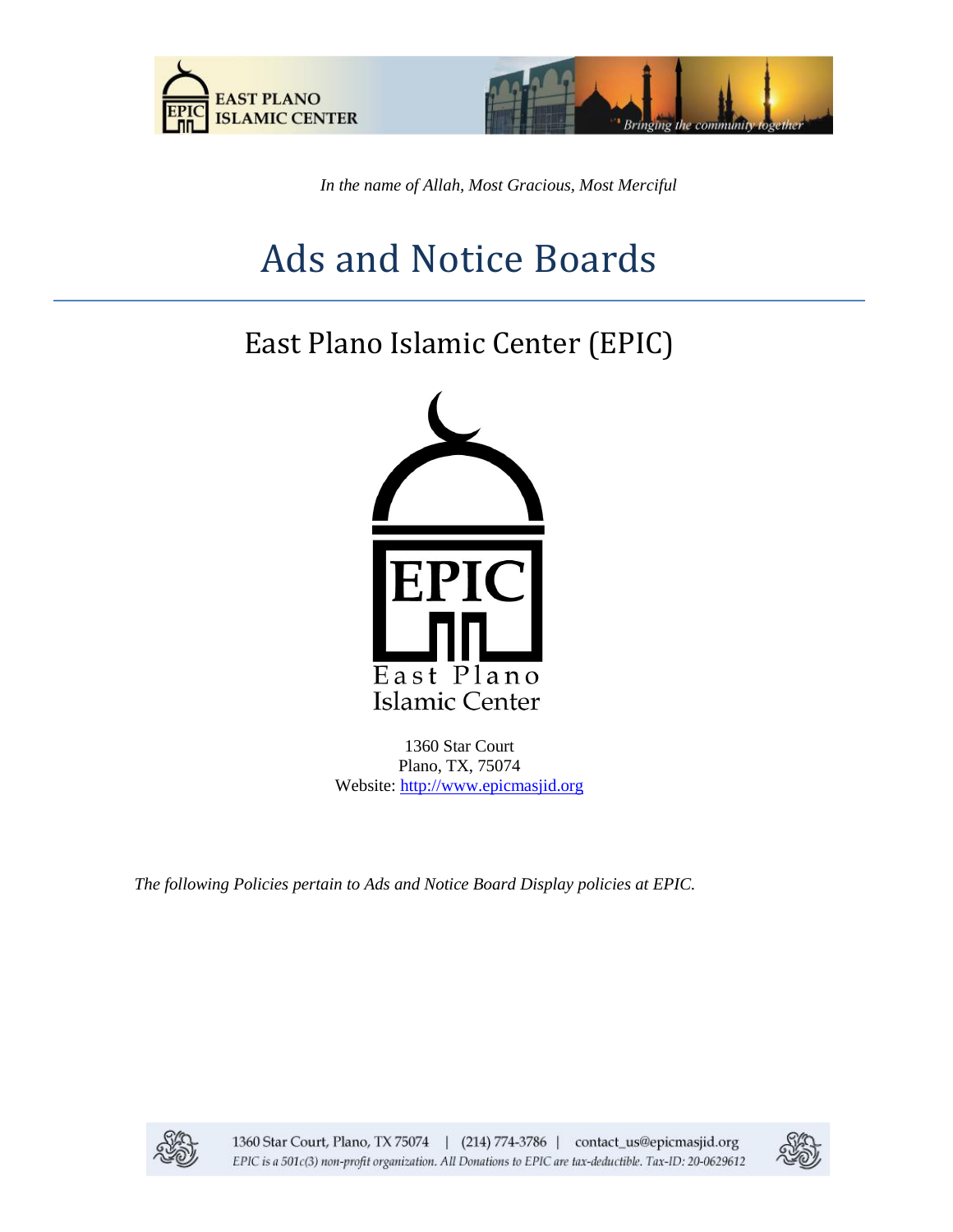*In the name of Allah, Most Gracious, Most Merciful*

# Ads and Notice Boards

## East Plano Islamic Center (EPIC)

1360 Star Court
Plano, TX, 75074
Website: http://www.epicmasjid.org

*The following Policies pertain to Ads and Notice Board Display policies at EPIC.*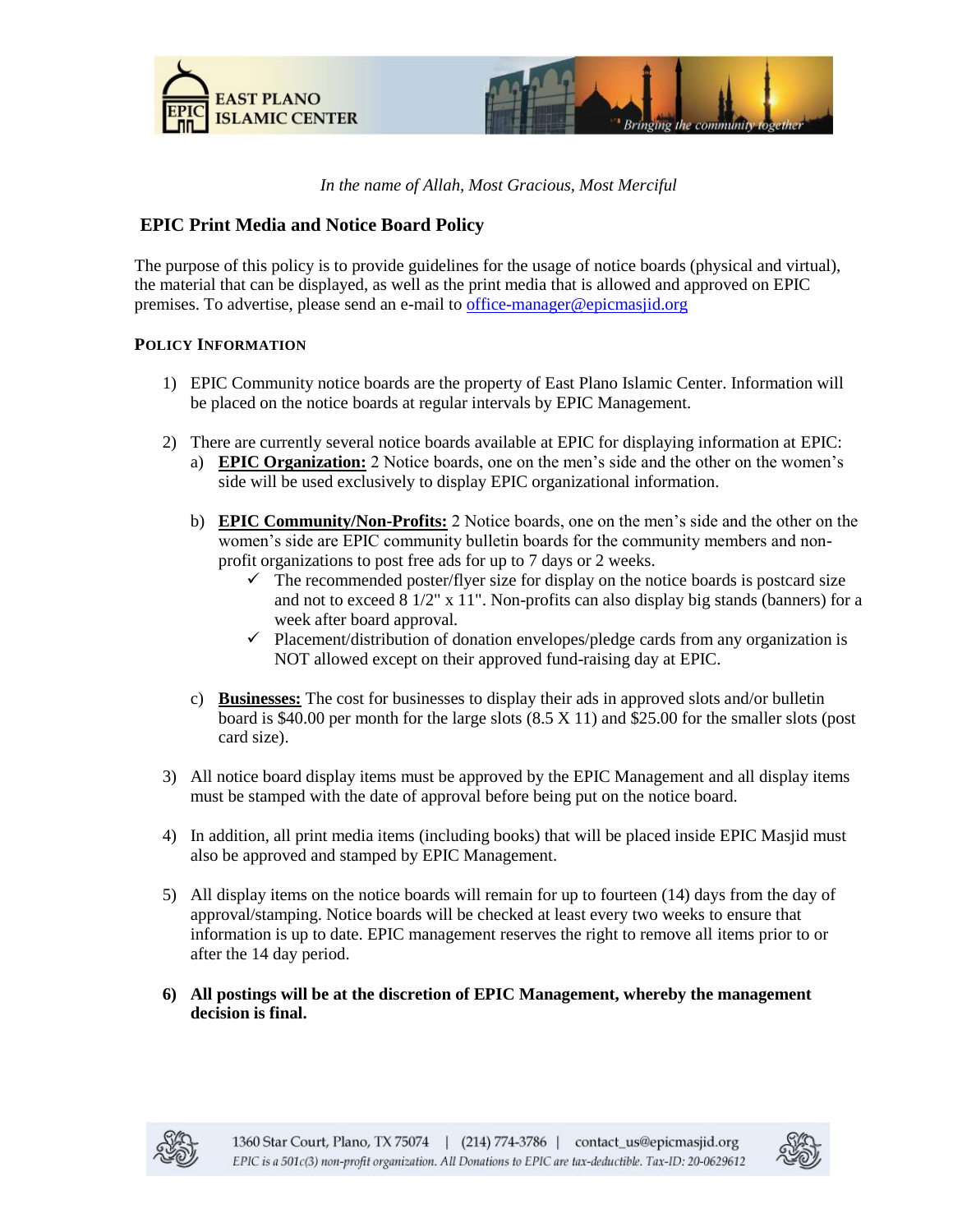*In the name of Allah, Most Gracious, Most Merciful*

## EPIC Print Media and Notice Board Policy

The purpose of this policy is to provide guidelines for the usage of notice boards (physical and virtual), the material that can be displayed, as well as the print media that is allowed and approved on EPIC premises. To advertise, please send an e-mail to office-manager@epicmasjid.org

### POLICY INFORMATION

1) EPIC Community notice boards are the property of East Plano Islamic Center. Information will be placed on the notice boards at regular intervals by EPIC Management.

2) There are currently several notice boards available at EPIC for displaying information at EPIC:
   a) **EPIC Organization:** 2 Notice boards, one on the men's side and the other on the women's side will be used exclusively to display EPIC organizational information.

   b) **EPIC Community/Non-Profits:** 2 Notice boards, one on the men's side and the other on the women's side are EPIC community bulletin boards for the community members and non-profit organizations to post free ads for up to 7 days or 2 weeks.
      - ✓ The recommended poster/flyer size for display on the notice boards is postcard size and not to exceed 8 1/2" x 11". Non-profits can also display big stands (banners) for a week after board approval.
      - ✓ Placement/distribution of donation envelopes/pledge cards from any organization is NOT allowed except on their approved fund-raising day at EPIC.

   c) **Businesses:** The cost for businesses to display their ads in approved slots and/or bulletin board is $40.00 per month for the large slots (8.5 X 11) and $25.00 for the smaller slots (post card size).

3) All notice board display items must be approved by the EPIC Management and all display items must be stamped with the date of approval before being put on the notice board.

4) In addition, all print media items (including books) that will be placed inside EPIC Masjid must also be approved and stamped by EPIC Management.

5) All display items on the notice boards will remain for up to fourteen (14) days from the day of approval/stamping. Notice boards will be checked at least every two weeks to ensure that information is up to date. EPIC management reserves the right to remove all items prior to or after the 14 day period.

6) **All postings will be at the discretion of EPIC Management, whereby the management decision is final.**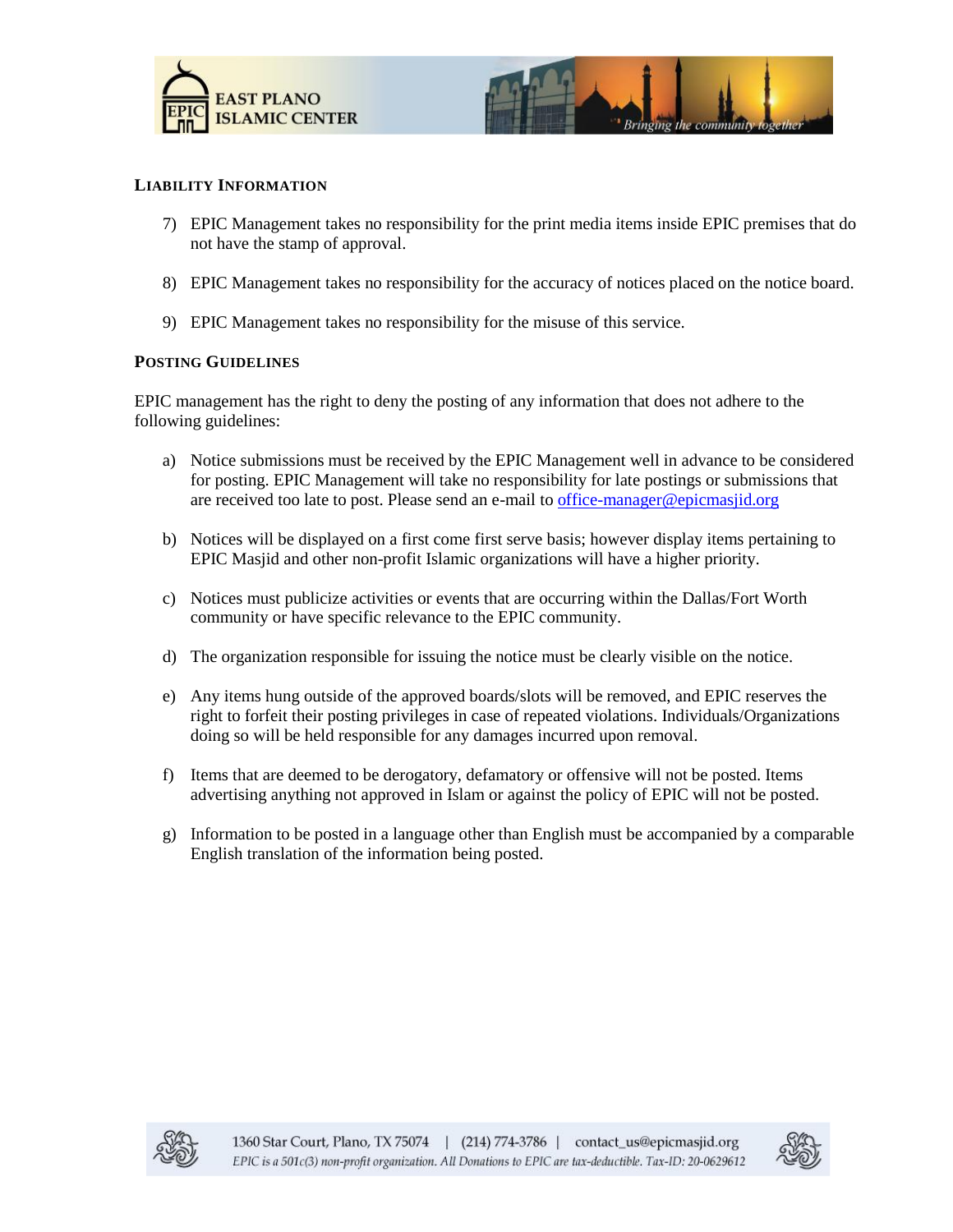### Liability Information

7) EPIC Management takes no responsibility for the print media items inside EPIC premises that do not have the stamp of approval.

8) EPIC Management takes no responsibility for the accuracy of notices placed on the notice board.

9) EPIC Management takes no responsibility for the misuse of this service.

### Posting Guidelines

EPIC management has the right to deny the posting of any information that does not adhere to the following guidelines:

a) Notice submissions must be received by the EPIC Management well in advance to be considered for posting. EPIC Management will take no responsibility for late postings or submissions that are received too late to post. Please send an e-mail to office-manager@epicmasjid.org

b) Notices will be displayed on a first come first serve basis; however display items pertaining to EPIC Masjid and other non-profit Islamic organizations will have a higher priority.

c) Notices must publicize activities or events that are occurring within the Dallas/Fort Worth community or have specific relevance to the EPIC community.

d) The organization responsible for issuing the notice must be clearly visible on the notice.

e) Any items hung outside of the approved boards/slots will be removed, and EPIC reserves the right to forfeit their posting privileges in case of repeated violations. Individuals/Organizations doing so will be held responsible for any damages incurred upon removal.

f) Items that are deemed to be derogatory, defamatory or offensive will not be posted. Items advertising anything not approved in Islam or against the policy of EPIC will not be posted.

g) Information to be posted in a language other than English must be accompanied by a comparable English translation of the information being posted.